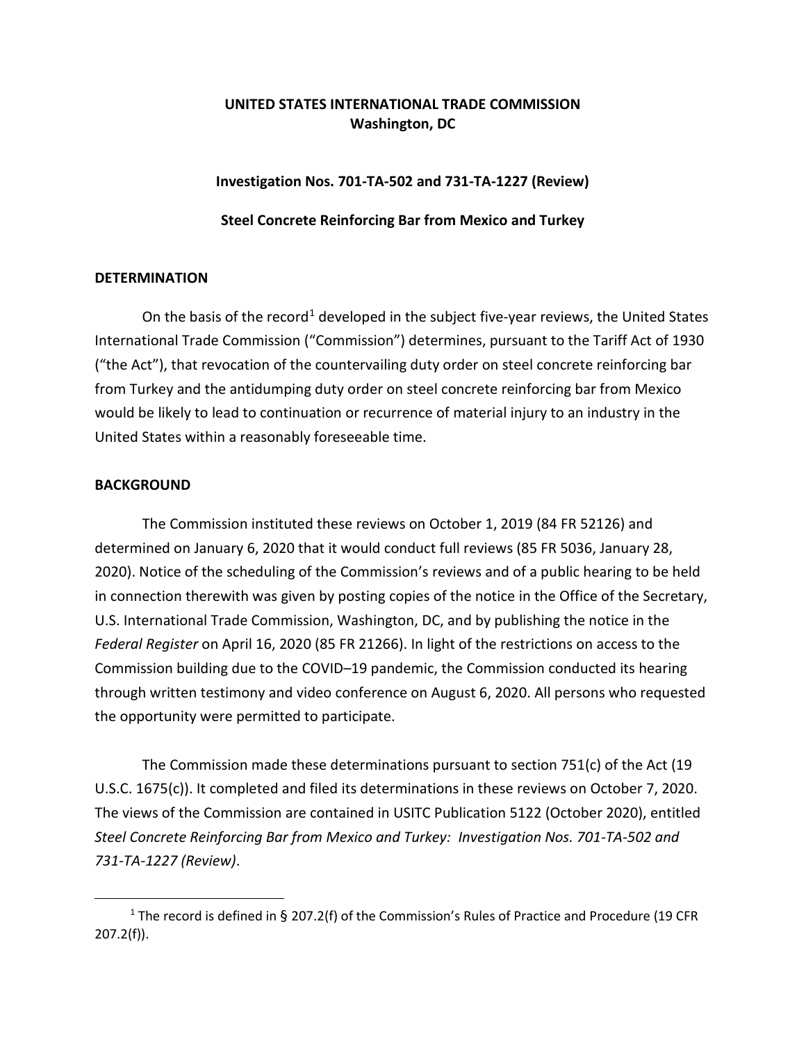**UNITED STATES INTERNATIONAL TRADE COMMISSION**
**Washington, DC**

**Investigation Nos. 701-TA-502 and 731-TA-1227 (Review)**

**Steel Concrete Reinforcing Bar from Mexico and Turkey**

**DETERMINATION**

On the basis of the record[1] developed in the subject five-year reviews, the United States International Trade Commission ("Commission") determines, pursuant to the Tariff Act of 1930 ("the Act"), that revocation of the countervailing duty order on steel concrete reinforcing bar from Turkey and the antidumping duty order on steel concrete reinforcing bar from Mexico would be likely to lead to continuation or recurrence of material injury to an industry in the United States within a reasonably foreseeable time.

**BACKGROUND**

The Commission instituted these reviews on October 1, 2019 (84 FR 52126) and determined on January 6, 2020 that it would conduct full reviews (85 FR 5036, January 28, 2020). Notice of the scheduling of the Commission's reviews and of a public hearing to be held in connection therewith was given by posting copies of the notice in the Office of the Secretary, U.S. International Trade Commission, Washington, DC, and by publishing the notice in the *Federal Register* on April 16, 2020 (85 FR 21266). In light of the restrictions on access to the Commission building due to the COVID–19 pandemic, the Commission conducted its hearing through written testimony and video conference on August 6, 2020. All persons who requested the opportunity were permitted to participate.

The Commission made these determinations pursuant to section 751(c) of the Act (19 U.S.C. 1675(c)). It completed and filed its determinations in these reviews on October 7, 2020. The views of the Commission are contained in USITC Publication 5122 (October 2020), entitled *Steel Concrete Reinforcing Bar from Mexico and Turkey: Investigation Nos. 701-TA-502 and 731-TA-1227 (Review)*.

[1] The record is defined in § 207.2(f) of the Commission's Rules of Practice and Procedure (19 CFR 207.2(f)).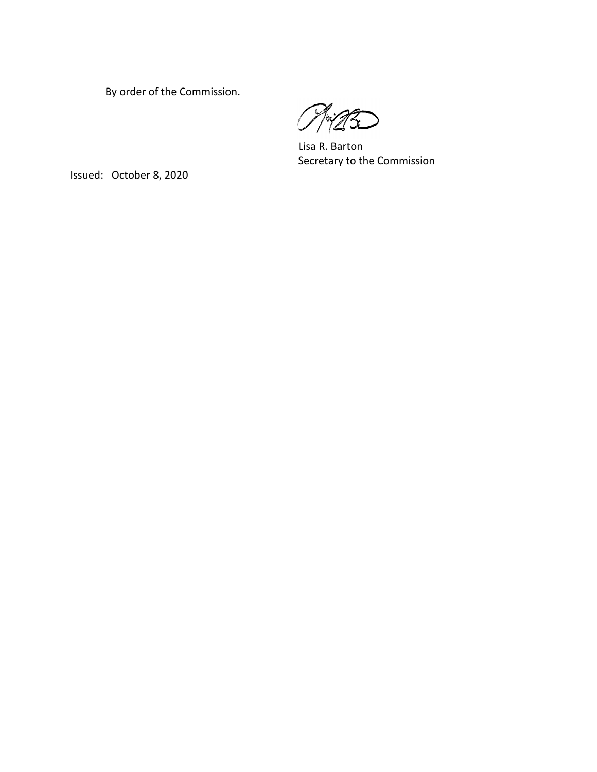By order of the Commission.

Lisa R. Barton
Secretary to the Commission

Issued: October 8, 2020